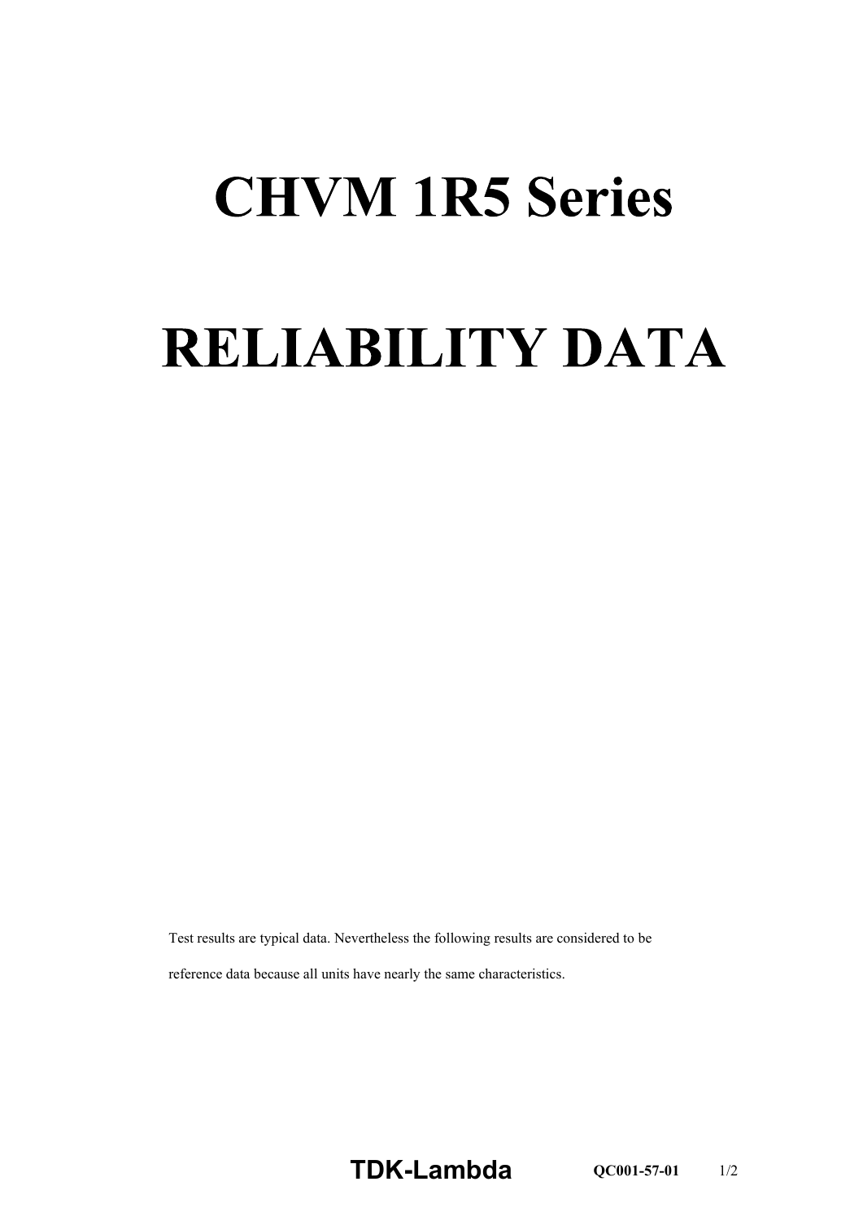# CHVM 1R5 Series

# RELIABILITY DATA

Test results are typical data. Nevertheless the following results are considered to be reference data because all units have nearly the same characteristics.

TDK-Lambda QC001-57-01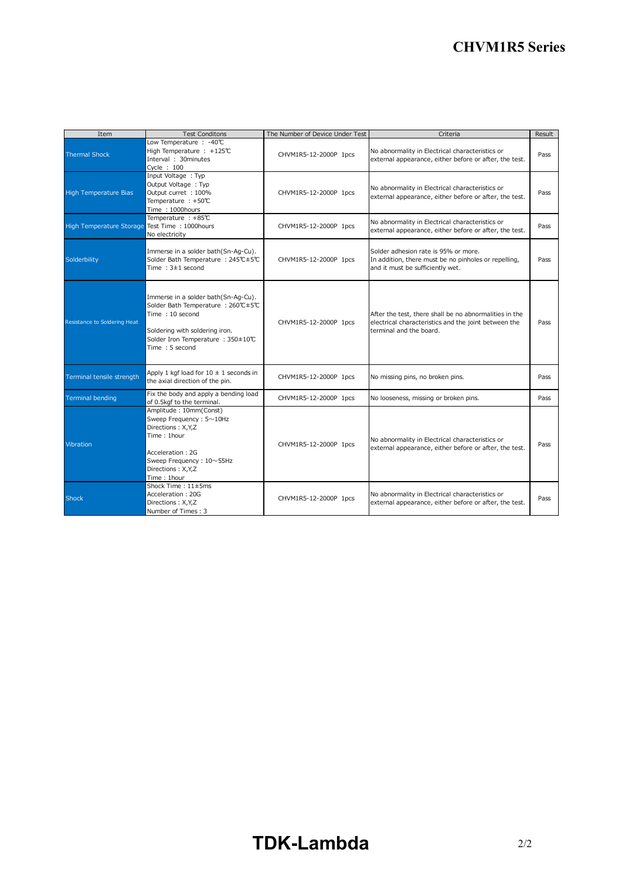| Item | Test Conditons | The Number of Device Under Test | Criteria | Result |
|---|---|---|---|---|
| Thermal Shock | Low Temperature : -40℃<br>High Temperature : +125℃<br>Interval : 30minutes<br>Cycle : 100 | CHVM1R5-12-2000P 1pcs | No abnormality in Electrical characteristics or external appearance, either before or after, the test. | Pass |
| High Temperature Bias | Input Voltage : Typ<br>Output Voltage : Typ<br>Output curret : 100%<br>Temperature : +50℃<br>Time : 1000hours | CHVM1R5-12-2000P 1pcs | No abnormality in Electrical characteristics or external appearance, either before or after, the test. | Pass |
| High Temperature Storage | Temperature : +85℃<br>Test Time : 1000hours<br>No electricity | CHVM1R5-12-2000P 1pcs | No abnormality in Electrical characteristics or external appearance, either before or after, the test. | Pass |
| Solderbility | Immerse in a solder bath(Sn-Ag-Cu).<br>Solder Bath Temperature : 245℃±5℃<br>Time : 3±1 second | CHVM1R5-12-2000P 1pcs | Solder adhesion rate is 95% or more.<br>In addition, there must be no pinholes or repelling, and it must be sufficiently wet. | Pass |
| Resistance to Soldering Heat | Immerse in a solder bath(Sn-Ag-Cu).<br>Solder Bath Temperature : 260℃±5℃<br>Time : 10 second<br><br>Soldering with soldering iron.<br>Solder Iron Temperature : 350±10℃<br>Time : 5 second | CHVM1R5-12-2000P 1pcs | After the test, there shall be no abnormalities in the electrical characteristics and the joint between the terminal and the board. | Pass |
| Terminal tensile strength | Apply 1 kgf load for 10 ± 1 seconds in the axial direction of the pin. | CHVM1R5-12-2000P 1pcs | No missing pins, no broken pins. | Pass |
| Terminal bending | Fix the body and apply a bending load of 0.5kgf to the terminal. | CHVM1R5-12-2000P 1pcs | No looseness, missing or broken pins. | Pass |
| Vibration | Amplitude : 10mm(Const)<br>Sweep Frequency : 5～10Hz<br>Directions : X,Y,Z<br>Time : 1hour<br><br>Acceleration : 2G<br>Sweep Frequency : 10～55Hz<br>Directions : X,Y,Z<br>Time : 1hour | CHVM1R5-12-2000P 1pcs | No abnormality in Electrical characteristics or external appearance, either before or after, the test. | Pass |
| Shock | Shock Time : 11±5ms<br>Acceleration : 20G<br>Directions : X,Y,Z<br>Number of Times : 3 | CHVM1R5-12-2000P 1pcs | No abnormality in Electrical characteristics or external appearance, either before or after, the test. | Pass |